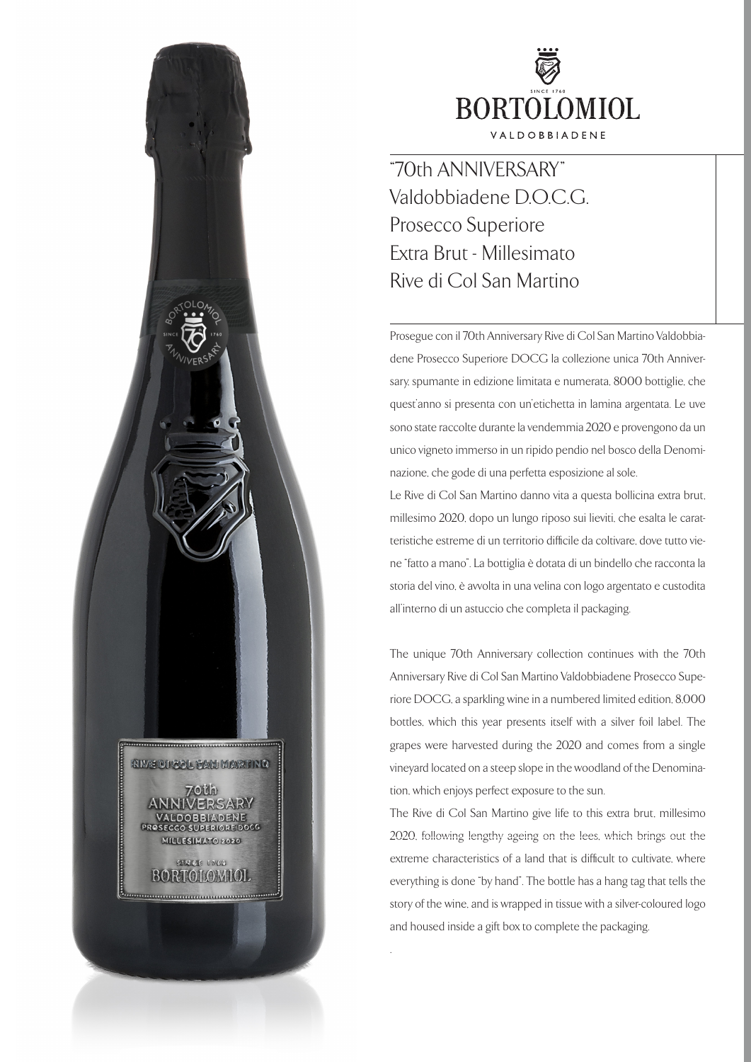# BORTOLOMIOL

VALDOBBIADENE

## "70th ANNIVERSARY"
## Valdobbiadene D.O.C.G.
## Prosecco Superiore
## Extra Brut - Millesimato
## Rive di Col San Martino

Prosegue con il 70th Anniversary Rive di Col San Martino Valdobbiadene Prosecco Superiore DOCG la collezione unica 70th Anniversary, spumante in edizione limitata e numerata, 8000 bottiglie, che quest'anno si presenta con un'etichetta in lamina argentata. Le uve sono state raccolte durante la vendemmia 2020 e provengono da un unico vigneto immerso in un ripido pendio nel bosco della Denominazione, che gode di una perfetta esposizione al sole.

Le Rive di Col San Martino danno vita a questa bollicina extra brut, millesimo 2020, dopo un lungo riposo sui lieviti, che esalta le caratteristiche estreme di un territorio difficile da coltivare, dove tutto viene "fatto a mano". La bottiglia è dotata di un bindello che racconta la storia del vino, è avvolta in una velina con logo argentato e custodita all'interno di un astuccio che completa il packaging.

The unique 70th Anniversary collection continues with the 70th Anniversary Rive di Col San Martino Valdobbiadene Prosecco Superiore DOCG, a sparkling wine in a numbered limited edition, 8,000 bottles, which this year presents itself with a silver foil label. The grapes were harvested during the 2020 and comes from a single vineyard located on a steep slope in the woodland of the Denomination, which enjoys perfect exposure to the sun.

The Rive di Col San Martino give life to this extra brut, millesimo 2020, following lengthy ageing on the lees, which brings out the extreme characteristics of a land that is difficult to cultivate, where everything is done "by hand". The bottle has a hang tag that tells the story of the wine, and is wrapped in tissue with a silver-coloured logo and housed inside a gift box to complete the packaging.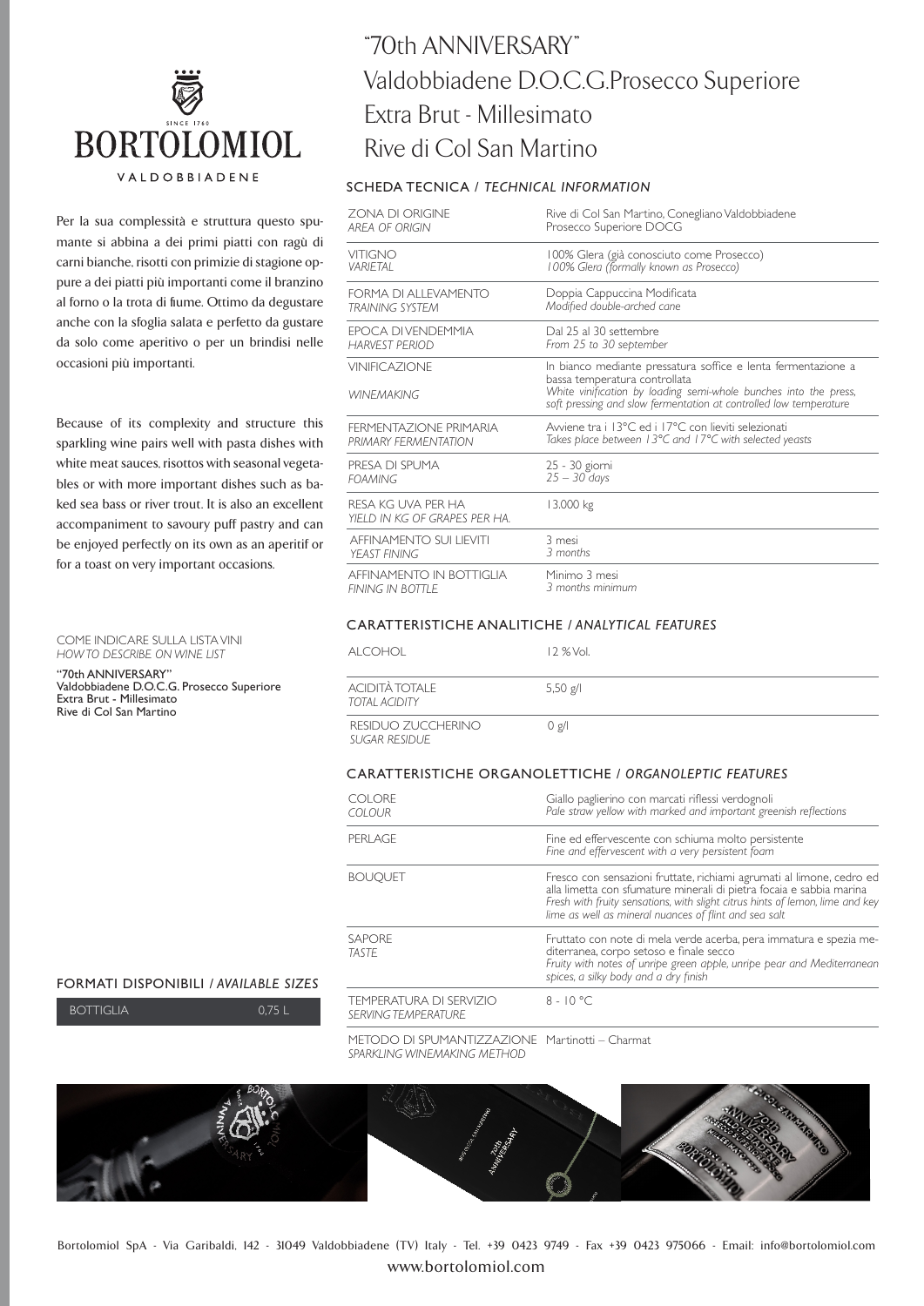**BORTOLOMIOL**

SINCE 1760

VALDOBBIADENE

# "70th ANNIVERSARY"
# Valdobbiadene D.O.C.G.Prosecco Superiore
# Extra Brut - Millesimato
# Rive di Col San Martino

Per la sua complessità e struttura questo spumante si abbina a dei primi piatti con ragù di carni bianche, risotti con primizie di stagione oppure a dei piatti più importanti come il branzino al forno o la trota di fiume. Ottimo da degustare anche con la sfoglia salata e perfetto da gustare da solo come aperitivo o per un brindisi nelle occasioni più importanti.

Because of its complexity and structure this sparkling wine pairs well with pasta dishes with white meat sauces, risottos with seasonal vegetables or with more important dishes such as baked sea bass or river trout. It is also an excellent accompaniment to savoury puff pastry and can be enjoyed perfectly on its own as an aperitif or for a toast on very important occasions.

COME INDICARE SULLA LISTA VINI
*HOW TO DESCRIBE ON WINE LIST*

"70th ANNIVERSARY"
Valdobbiadene D.O.C.G. Prosecco Superiore
Extra Brut - Millesimato
Rive di Col San Martino

## SCHEDA TECNICA / *TECHNICAL INFORMATION*

| | |
|---|---|
| ZONA DI ORIGINE *AREA OF ORIGIN* | Rive di Col San Martino, Conegliano Valdobbiadene Prosecco Superiore DOCG |
| VITIGNO *VARIETAL* | 100% Glera (già conosciuto come Prosecco) *100% Glera (formally known as Prosecco)* |
| FORMA DI ALLEVAMENTO *TRAINING SYSTEM* | Doppia Cappuccina Modificata *Modified double-arched cane* |
| EPOCA DI VENDEMMIA *HARVEST PERIOD* | Dal 25 al 30 settembre *From 25 to 30 september* |
| VINIFICAZIONE *WINEMAKING* | In bianco mediante pressatura soffice e lenta fermentazione a bassa temperatura controllata *White vinification by loading semi-whole bunches into the press, soft pressing and slow fermentation at controlled low temperature* |
| FERMENTAZIONE PRIMARIA *PRIMARY FERMENTATION* | Avviene tra i 13°C ed i 17°C con lieviti selezionati *Takes place between 13°C and 17°C with selected yeasts* |
| PRESA DI SPUMA *FOAMING* | 25 - 30 giorni *25 – 30 days* |
| RESA KG UVA PER HA *YIELD IN KG OF GRAPES PER HA.* | 13.000 kg |
| AFFINAMENTO SUI LIEVITI *YEAST FINING* | 3 mesi *3 months* |
| AFFINAMENTO IN BOTTIGLIA *FINING IN BOTTLE* | Minimo 3 mesi *3 months minimum* |

## CARATTERISTICHE ANALITICHE / *ANALYTICAL FEATURES*

| | |
|---|---|
| ALCOHOL | 12 % Vol. |
| ACIDITÀ TOTALE *TOTAL ACIDITY* | 5,50 g/l |
| RESIDUO ZUCCHERINO *SUGAR RESIDUE* | 0 g/l |

## CARATTERISTICHE ORGANOLETTICHE / *ORGANOLEPTIC FEATURES*

| | |
|---|---|
| COLORE *COLOUR* | Giallo paglierino con marcati riflessi verdognoli *Pale straw yellow with marked and important greenish reflections* |
| PERLAGE | Fine ed effervescente con schiuma molto persistente *Fine and effervescent with a very persistent foam* |
| BOUQUET | Fresco con sensazioni fruttate, richiami agrumati al limone, cedro ed alla limetta con sfumature minerali di pietra focaia e sabbia marina *Fresh with fruity sensations, with slight citrus hints of lemon, lime and key lime as well as mineral nuances of flint and sea salt* |
| SAPORE *TASTE* | Fruttato con note di mela verde acerba, pera immatura e spezia mediterranea, corpo setoso e finale secco *Fruity with notes of unripe green apple, unripe pear and Mediterranean spices, a silky body and a dry finish* |
| TEMPERATURA DI SERVIZIO *SERVING TEMPERATURE* | 8 - 10 °C |
| METODO DI SPUMANTIZZAZIONE *SPARKLING WINEMAKING METHOD* | Martinotti – Charmat |

## FORMATI DISPONIBILI / *AVAILABLE SIZES*

| | |
|---|---|
| BOTTIGLIA | 0,75 L |

Bortolomiol SpA - Via Garibaldi, 142 - 31049 Valdobbiadene (TV) Italy - Tel. +39 0423 9749 - Fax +39 0423 975066 - Email: info@bortolomiol.com

www.bortolomiol.com